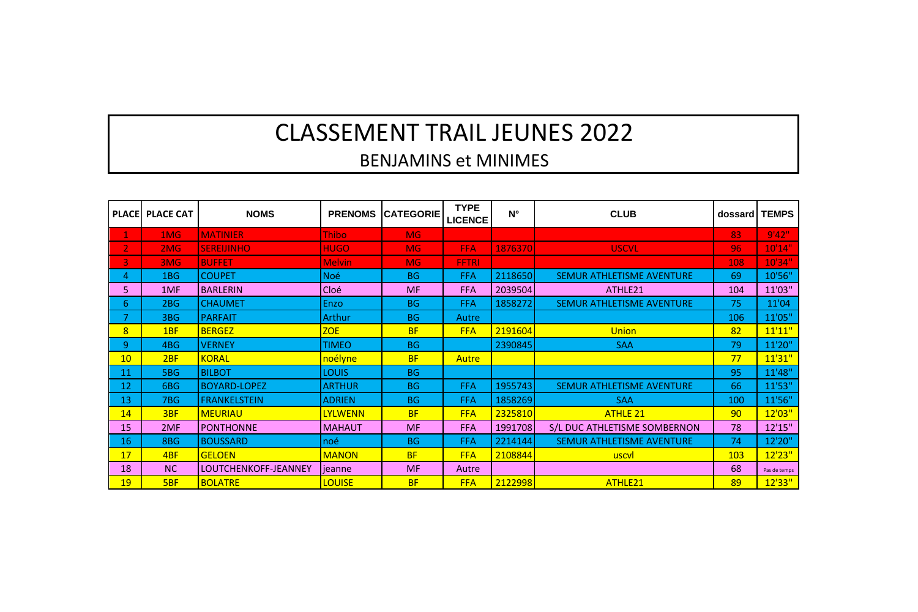# CLASSEMENT TRAIL JEUNES 2022

## BENJAMINS et MINIMES

| PLACE | PLACE CAT | NOMS | PRENOMS | CATEGORIE | TYPE LICENCE | N° | CLUB | dossard | TEMPS |
|---|---|---|---|---|---|---|---|---|---|
| 1 | 1MG | MATINIER | Thibo | MG | | | | 83 | 9'42'' |
| 2 | 2MG | SEREIJINHO | HUGO | MG | FFA | 1876370 | USCVL | 96 | 10'14'' |
| 3 | 3MG | BUFFET | Melvin | MG | FFTRI | | | 108 | 10'34'' |
| 4 | 1BG | COUPET | Noé | BG | FFA | 2118650 | SEMUR ATHLETISME AVENTURE | 69 | 10'56'' |
| 5 | 1MF | BARLERIN | Cloé | MF | FFA | 2039504 | ATHLE21 | 104 | 11'03'' |
| 6 | 2BG | CHAUMET | Enzo | BG | FFA | 1858272 | SEMUR ATHLETISME AVENTURE | 75 | 11'04 |
| 7 | 3BG | PARFAIT | Arthur | BG | Autre | | | 106 | 11'05'' |
| 8 | 1BF | BERGEZ | ZOE | BF | FFA | 2191604 | Union | 82 | 11'11'' |
| 9 | 4BG | VERNEY | TIMEO | BG | | 2390845 | SAA | 79 | 11'20'' |
| 10 | 2BF | KORAL | noélyne | BF | Autre | | | 77 | 11'31'' |
| 11 | 5BG | BILBOT | LOUIS | BG | | | | 95 | 11'48'' |
| 12 | 6BG | BOYARD-LOPEZ | ARTHUR | BG | FFA | 1955743 | SEMUR ATHLETISME AVENTURE | 66 | 11'53'' |
| 13 | 7BG | FRANKELSTEIN | ADRIEN | BG | FFA | 1858269 | SAA | 100 | 11'56'' |
| 14 | 3BF | MEURIAU | LYLWENN | BF | FFA | 2325810 | ATHLE 21 | 90 | 12'03'' |
| 15 | 2MF | PONTHONNE | MAHAUT | MF | FFA | 1991708 | S/L DUC ATHLETISME SOMBERNON | 78 | 12'15'' |
| 16 | 8BG | BOUSSARD | noé | BG | FFA | 2214144 | SEMUR ATHLETISME AVENTURE | 74 | 12'20'' |
| 17 | 4BF | GELOEN | MANON | BF | FFA | 2108844 | uscvl | 103 | 12'23'' |
| 18 | NC | LOUTCHENKOFF-JEANNEY | jeanne | MF | Autre | | | 68 | Pas de temps |
| 19 | 5BF | BOLATRE | LOUISE | BF | FFA | 2122998 | ATHLE21 | 89 | 12'33'' |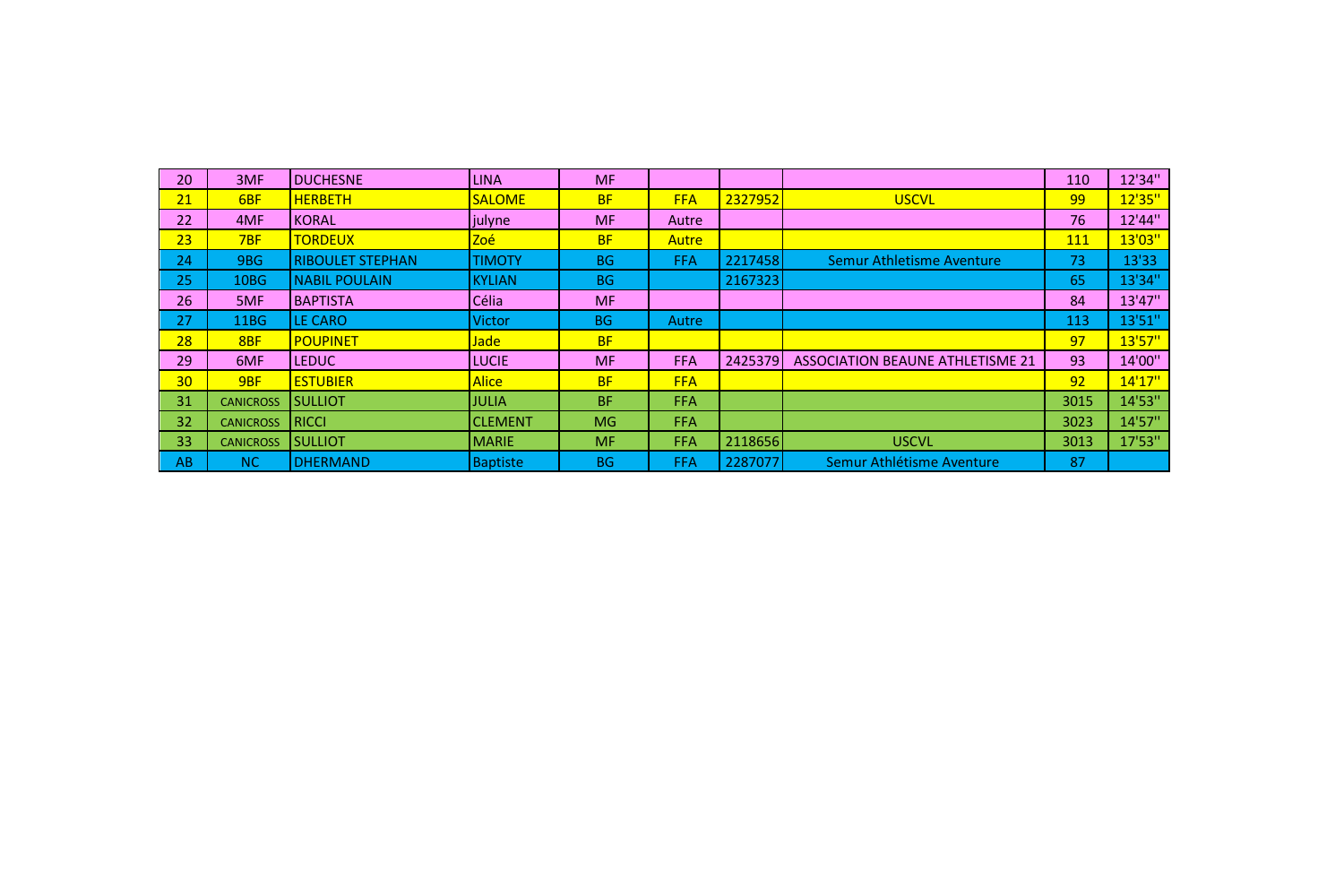| | | | | | | | | | |
|---|---|---|---|---|---|---|---|---|---|
| 20 | 3MF | DUCHESNE | LINA | MF | | | | 110 | 12'34'' |
| 21 | 6BF | HERBETH | SALOME | BF | FFA | 2327952 | USCVL | 99 | 12'35'' |
| 22 | 4MF | KORAL | julyne | MF | Autre | | | 76 | 12'44'' |
| 23 | 7BF | TORDEUX | Zoé | BF | Autre | | | 111 | 13'03'' |
| 24 | 9BG | RIBOULET STEPHAN | TIMOTY | BG | FFA | 2217458 | Semur Athletisme Aventure | 73 | 13'33 |
| 25 | 10BG | NABIL POULAIN | KYLIAN | BG | | 2167323 | | 65 | 13'34'' |
| 26 | 5MF | BAPTISTA | Célia | MF | | | | 84 | 13'47'' |
| 27 | 11BG | LE CARO | Victor | BG | Autre | | | 113 | 13'51'' |
| 28 | 8BF | POUPINET | Jade | BF | | | | 97 | 13'57'' |
| 29 | 6MF | LEDUC | LUCIE | MF | FFA | 2425379 | ASSOCIATION BEAUNE ATHLETISME 21 | 93 | 14'00'' |
| 30 | 9BF | ESTUBIER | Alice | BF | FFA | | | 92 | 14'17'' |
| 31 | CANICROSS | SULLIOT | JULIA | BF | FFA | | | 3015 | 14'53'' |
| 32 | CANICROSS | RICCI | CLEMENT | MG | FFA | | | 3023 | 14'57'' |
| 33 | CANICROSS | SULLIOT | MARIE | MF | FFA | 2118656 | USCVL | 3013 | 17'53'' |
| AB | NC | DHERMAND | Baptiste | BG | FFA | 2287077 | Semur Athlétisme Aventure | 87 | |